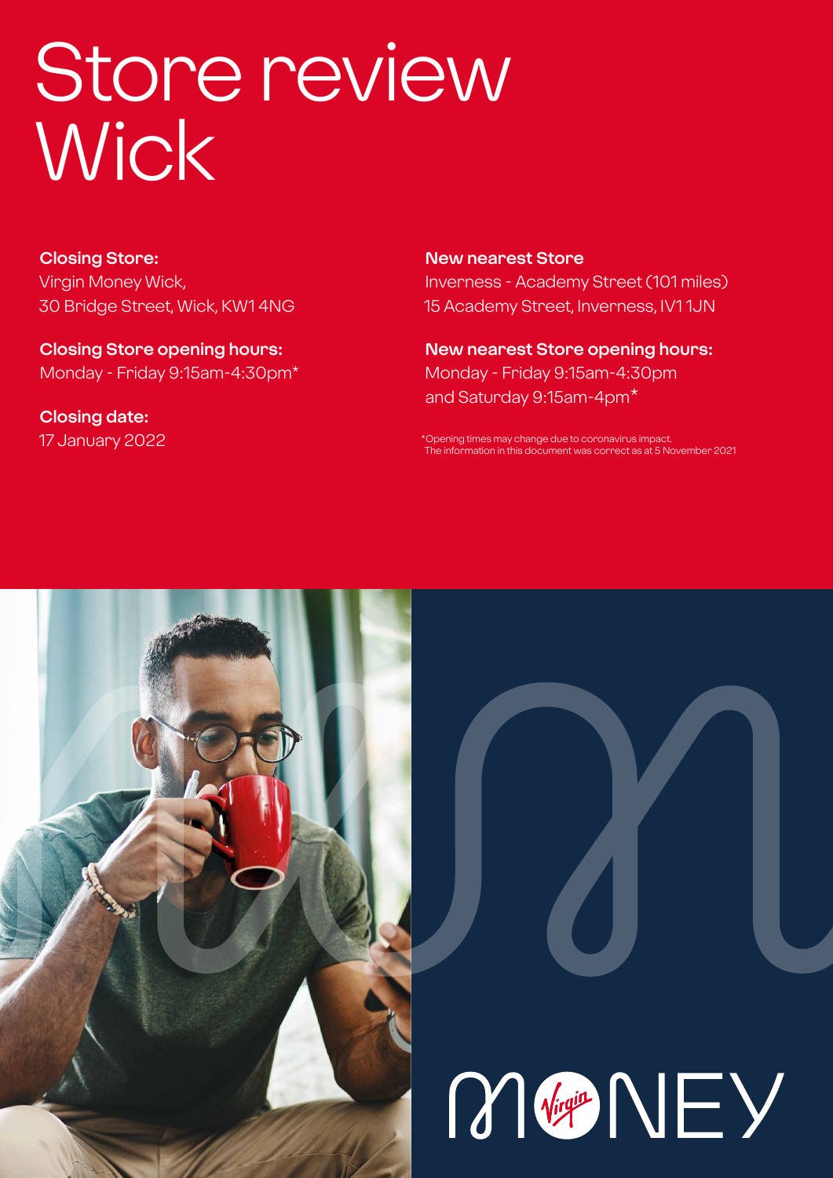# Store review Wick

**Closing Store:**
Virgin Money Wick,
30 Bridge Street, Wick, KW1 4NG

**Closing Store opening hours:**
Monday - Friday 9:15am-4:30pm*

**Closing date:**
17 January 2022

**New nearest Store**
Inverness - Academy Street (101 miles)
15 Academy Street, Inverness, IV1 1JN

**New nearest Store opening hours:**
Monday - Friday 9:15am-4:30pm
and Saturday 9:15am-4pm*

*Opening times may change due to coronavirus impact.
The information in this document was correct as at 5 November 2021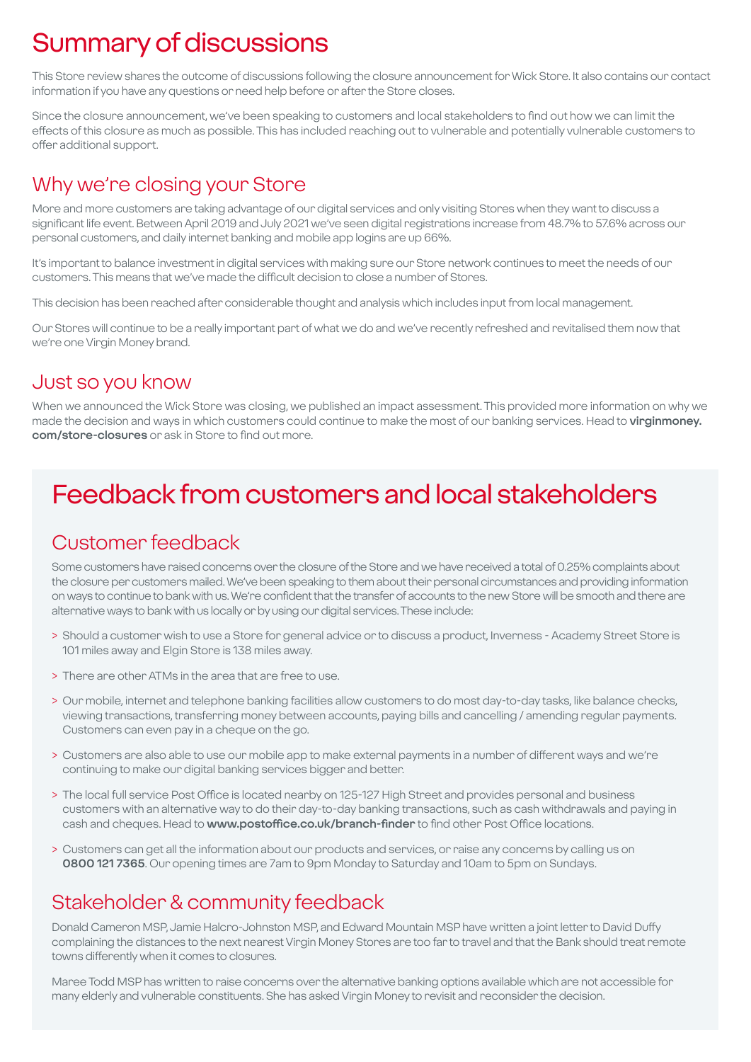# Summary of discussions

This Store review shares the outcome of discussions following the closure announcement for Wick Store. It also contains our contact information if you have any questions or need help before or after the Store closes.

Since the closure announcement, we've been speaking to customers and local stakeholders to find out how we can limit the effects of this closure as much as possible. This has included reaching out to vulnerable and potentially vulnerable customers to offer additional support.

## Why we're closing your Store

More and more customers are taking advantage of our digital services and only visiting Stores when they want to discuss a significant life event. Between April 2019 and July 2021 we've seen digital registrations increase from 48.7% to 57.6% across our personal customers, and daily internet banking and mobile app logins are up 66%.

It's important to balance investment in digital services with making sure our Store network continues to meet the needs of our customers. This means that we've made the difficult decision to close a number of Stores.

This decision has been reached after considerable thought and analysis which includes input from local management.

Our Stores will continue to be a really important part of what we do and we've recently refreshed and revitalised them now that we're one Virgin Money brand.

## Just so you know

When we announced the Wick Store was closing, we published an impact assessment. This provided more information on why we made the decision and ways in which customers could continue to make the most of our banking services. Head to **virginmoney.com/store-closures** or ask in Store to find out more.

# Feedback from customers and local stakeholders

## Customer feedback

Some customers have raised concerns over the closure of the Store and we have received a total of 0.25% complaints about the closure per customers mailed. We've been speaking to them about their personal circumstances and providing information on ways to continue to bank with us. We're confident that the transfer of accounts to the new Store will be smooth and there are alternative ways to bank with us locally or by using our digital services. These include:

> Should a customer wish to use a Store for general advice or to discuss a product, Inverness - Academy Street Store is 101 miles away and Elgin Store is 138 miles away.

> There are other ATMs in the area that are free to use.

> Our mobile, internet and telephone banking facilities allow customers to do most day-to-day tasks, like balance checks, viewing transactions, transferring money between accounts, paying bills and cancelling / amending regular payments. Customers can even pay in a cheque on the go.

> Customers are also able to use our mobile app to make external payments in a number of different ways and we're continuing to make our digital banking services bigger and better.

> The local full service Post Office is located nearby on 125-127 High Street and provides personal and business customers with an alternative way to do their day-to-day banking transactions, such as cash withdrawals and paying in cash and cheques. Head to **www.postoffice.co.uk/branch-finder** to find other Post Office locations.

> Customers can get all the information about our products and services, or raise any concerns by calling us on **0800 121 7365**. Our opening times are 7am to 9pm Monday to Saturday and 10am to 5pm on Sundays.

## Stakeholder & community feedback

Donald Cameron MSP, Jamie Halcro-Johnston MSP, and Edward Mountain MSP have written a joint letter to David Duffy complaining the distances to the next nearest Virgin Money Stores are too far to travel and that the Bank should treat remote towns differently when it comes to closures.

Maree Todd MSP has written to raise concerns over the alternative banking options available which are not accessible for many elderly and vulnerable constituents. She has asked Virgin Money to revisit and reconsider the decision.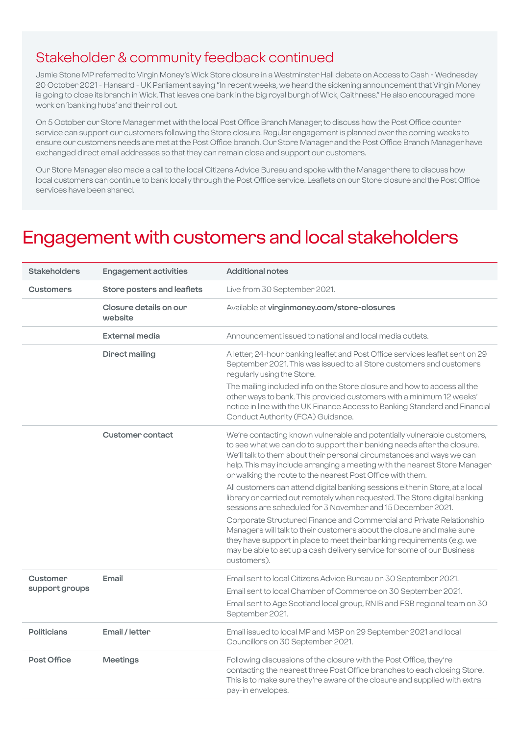## Stakeholder & community feedback continued

Jamie Stone MP referred to Virgin Money's Wick Store closure in a Westminster Hall debate on Access to Cash - Wednesday 20 October 2021 - Hansard - UK Parliament saying "In recent weeks, we heard the sickening announcement that Virgin Money is going to close its branch in Wick. That leaves one bank in the big royal burgh of Wick, Caithness." He also encouraged more work on 'banking hubs' and their roll out.

On 5 October our Store Manager met with the local Post Office Branch Manager, to discuss how the Post Office counter service can support our customers following the Store closure. Regular engagement is planned over the coming weeks to ensure our customers needs are met at the Post Office branch. Our Store Manager and the Post Office Branch Manager have exchanged direct email addresses so that they can remain close and support our customers.

Our Store Manager also made a call to the local Citizens Advice Bureau and spoke with the Manager there to discuss how local customers can continue to bank locally through the Post Office service. Leaflets on our Store closure and the Post Office services have been shared.

# Engagement with customers and local stakeholders

| Stakeholders | Engagement activities | Additional notes |
|---|---|---|
| **Customers** | **Store posters and leaflets** | Live from 30 September 2021. |
| | **Closure details on our website** | Available at **virginmoney.com/store-closures** |
| | **External media** | Announcement issued to national and local media outlets. |
| | **Direct mailing** | A letter, 24-hour banking leaflet and Post Office services leaflet sent on 29 September 2021. This was issued to all Store customers and customers regularly using the Store.<br>The mailing included info on the Store closure and how to access all the other ways to bank. This provided customers with a minimum 12 weeks' notice in line with the UK Finance Access to Banking Standard and Financial Conduct Authority (FCA) Guidance. |
| | **Customer contact** | We're contacting known vulnerable and potentially vulnerable customers, to see what we can do to support their banking needs after the closure. We'll talk to them about their personal circumstances and ways we can help. This may include arranging a meeting with the nearest Store Manager or walking the route to the nearest Post Office with them.<br>All customers can attend digital banking sessions either in Store, at a local library or carried out remotely when requested. The Store digital banking sessions are scheduled for 3 November and 15 December 2021.<br>Corporate Structured Finance and Commercial and Private Relationship Managers will talk to their customers about the closure and make sure they have support in place to meet their banking requirements (e.g. we may be able to set up a cash delivery service for some of our Business customers). |
| **Customer support groups** | **Email** | Email sent to local Citizens Advice Bureau on 30 September 2021.<br>Email sent to local Chamber of Commerce on 30 September 2021.<br>Email sent to Age Scotland local group, RNIB and FSB regional team on 30 September 2021. |
| **Politicians** | **Email / letter** | Email issued to local MP and MSP on 29 September 2021 and local Councillors on 30 September 2021. |
| **Post Office** | **Meetings** | Following discussions of the closure with the Post Office, they're contacting the nearest three Post Office branches to each closing Store. This is to make sure they're aware of the closure and supplied with extra pay-in envelopes. |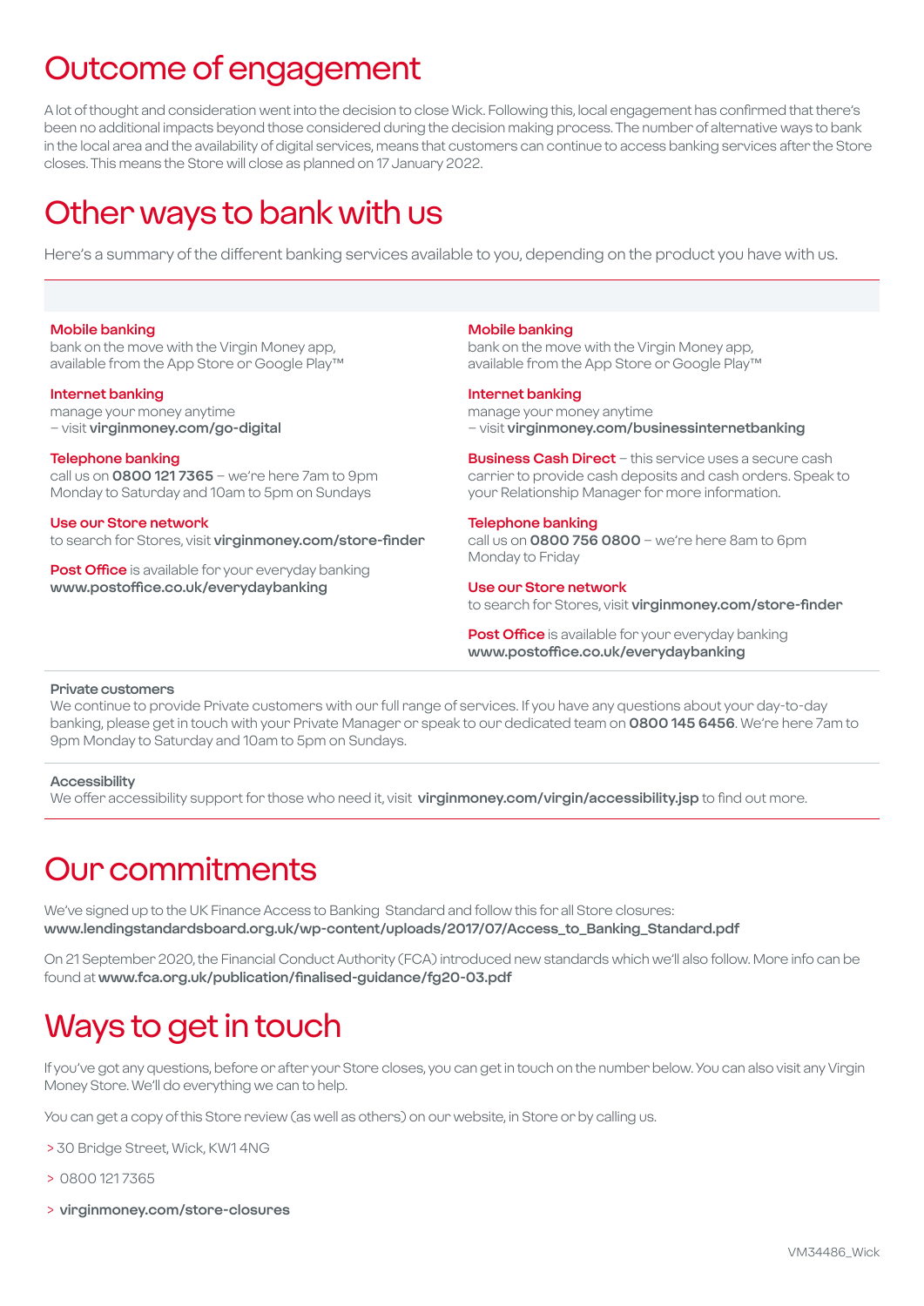# Outcome of engagement

A lot of thought and consideration went into the decision to close Wick. Following this, local engagement has confirmed that there's been no additional impacts beyond those considered during the decision making process. The number of alternative ways to bank in the local area and the availability of digital services, means that customers can continue to access banking services after the Store closes. This means the Store will close as planned on 17 January 2022.

# Other ways to bank with us

Here's a summary of the different banking services available to you, depending on the product you have with us.

**Mobile banking**
bank on the move with the Virgin Money app, available from the App Store or Google Play™

**Internet banking**
manage your money anytime
– visit **virginmoney.com/go-digital**

**Telephone banking**
call us on **0800 121 7365** – we're here 7am to 9pm Monday to Saturday and 10am to 5pm on Sundays

**Use our Store network**
to search for Stores, visit **virginmoney.com/store-finder**

**Post Office** is available for your everyday banking
**www.postoffice.co.uk/everydaybanking**

**Mobile banking**
bank on the move with the Virgin Money app, available from the App Store or Google Play™

**Internet banking**
manage your money anytime
– visit **virginmoney.com/businessinternetbanking**

**Business Cash Direct** – this service uses a secure cash carrier to provide cash deposits and cash orders. Speak to your Relationship Manager for more information.

**Telephone banking**
call us on **0800 756 0800** – we're here 8am to 6pm Monday to Friday

**Use our Store network**
to search for Stores, visit **virginmoney.com/store-finder**

**Post Office** is available for your everyday banking
**www.postoffice.co.uk/everydaybanking**

**Private customers**
We continue to provide Private customers with our full range of services. If you have any questions about your day-to-day banking, please get in touch with your Private Manager or speak to our dedicated team on **0800 145 6456**. We're here 7am to 9pm Monday to Saturday and 10am to 5pm on Sundays.

**Accessibility**
We offer accessibility support for those who need it, visit **virginmoney.com/virgin/accessibility.jsp** to find out more.

# Our commitments

We've signed up to the UK Finance Access to Banking Standard and follow this for all Store closures:
**www.lendingstandardsboard.org.uk/wp-content/uploads/2017/07/Access_to_Banking_Standard.pdf**

On 21 September 2020, the Financial Conduct Authority (FCA) introduced new standards which we'll also follow. More info can be found at **www.fca.org.uk/publication/finalised-guidance/fg20-03.pdf**

# Ways to get in touch

If you've got any questions, before or after your Store closes, you can get in touch on the number below. You can also visit any Virgin Money Store. We'll do everything we can to help.

You can get a copy of this Store review (as well as others) on our website, in Store or by calling us.

> 30 Bridge Street, Wick, KW1 4NG

> 0800 121 7365

> **virginmoney.com/store-closures**

VM34486_Wick